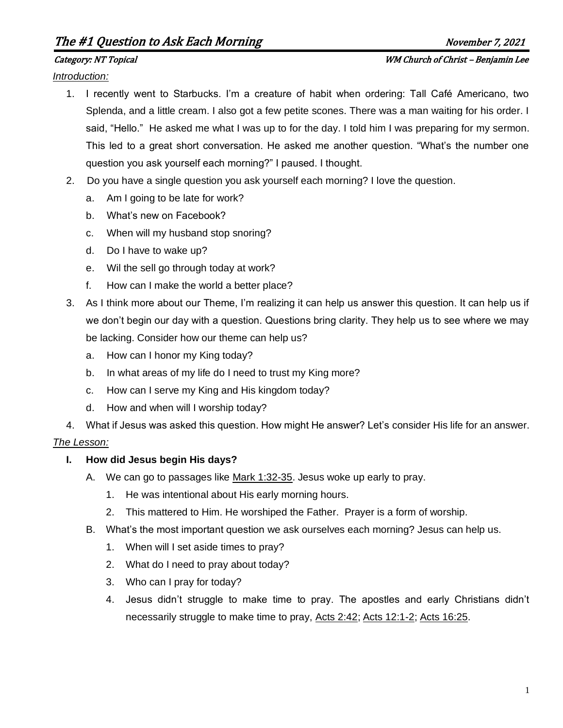# The #1 Question to Ask Each Morning

November 7, 2021

*Category: NT Topical* — *WM Church of Christ – Benjamin Lee*

*Introduction:*

1. I recently went to Starbucks. I'm a creature of habit when ordering: Tall Café Americano, two Splenda, and a little cream. I also got a few petite scones. There was a man waiting for his order. I said, "Hello." He asked me what I was up to for the day. I told him I was preparing for my sermon. This led to a great short conversation. He asked me another question. "What's the number one question you ask yourself each morning?" I paused. I thought.
2. Do you have a single question you ask yourself each morning? I love the question.
   a. Am I going to be late for work?
   b. What's new on Facebook?
   c. When will my husband stop snoring?
   d. Do I have to wake up?
   e. Wil the sell go through today at work?
   f. How can I make the world a better place?
3. As I think more about our Theme, I'm realizing it can help us answer this question. It can help us if we don't begin our day with a question. Questions bring clarity. They help us to see where we may be lacking. Consider how our theme can help us?
   a. How can I honor my King today?
   b. In what areas of my life do I need to trust my King more?
   c. How can I serve my King and His kingdom today?
   d. How and when will I worship today?
4. What if Jesus was asked this question. How might He answer? Let's consider His life for an answer.

*The Lesson:*

**I. How did Jesus begin His days?**

A. We can go to passages like Mark 1:32-35. Jesus woke up early to pray.
   1. He was intentional about His early morning hours.
   2. This mattered to Him. He worshiped the Father. Prayer is a form of worship.

B. What's the most important question we ask ourselves each morning? Jesus can help us.
   1. When will I set aside times to pray?
   2. What do I need to pray about today?
   3. Who can I pray for today?
   4. Jesus didn't struggle to make time to pray. The apostles and early Christians didn't necessarily struggle to make time to pray, Acts 2:42; Acts 12:1-2; Acts 16:25.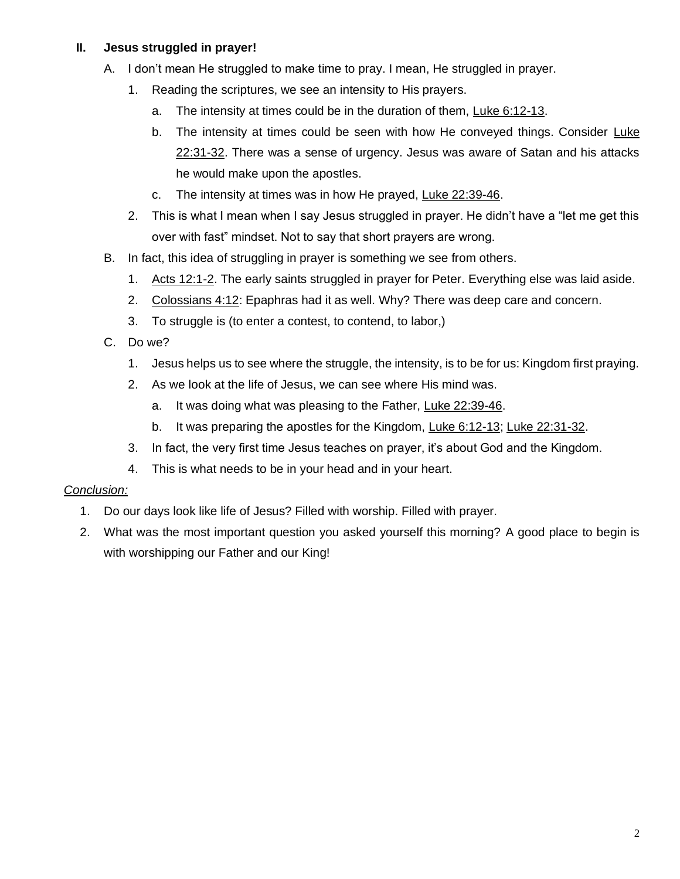## II. Jesus struggled in prayer!

A. I don't mean He struggled to make time to pray. I mean, He struggled in prayer.

1. Reading the scriptures, we see an intensity to His prayers.
   a. The intensity at times could be in the duration of them, Luke 6:12-13.
   b. The intensity at times could be seen with how He conveyed things. Consider Luke 22:31-32. There was a sense of urgency. Jesus was aware of Satan and his attacks he would make upon the apostles.
   c. The intensity at times was in how He prayed, Luke 22:39-46.
2. This is what I mean when I say Jesus struggled in prayer. He didn't have a "let me get this over with fast" mindset. Not to say that short prayers are wrong.

B. In fact, this idea of struggling in prayer is something we see from others.

1. Acts 12:1-2. The early saints struggled in prayer for Peter. Everything else was laid aside.
2. Colossians 4:12: Epaphras had it as well. Why? There was deep care and concern.
3. To struggle is (to enter a contest, to contend, to labor,)

C. Do we?

1. Jesus helps us to see where the struggle, the intensity, is to be for us: Kingdom first praying.
2. As we look at the life of Jesus, we can see where His mind was.
   a. It was doing what was pleasing to the Father, Luke 22:39-46.
   b. It was preparing the apostles for the Kingdom, Luke 6:12-13; Luke 22:31-32.
3. In fact, the very first time Jesus teaches on prayer, it's about God and the Kingdom.
4. This is what needs to be in your head and in your heart.

*Conclusion:*

1. Do our days look like life of Jesus? Filled with worship. Filled with prayer.
2. What was the most important question you asked yourself this morning? A good place to begin is with worshipping our Father and our King!